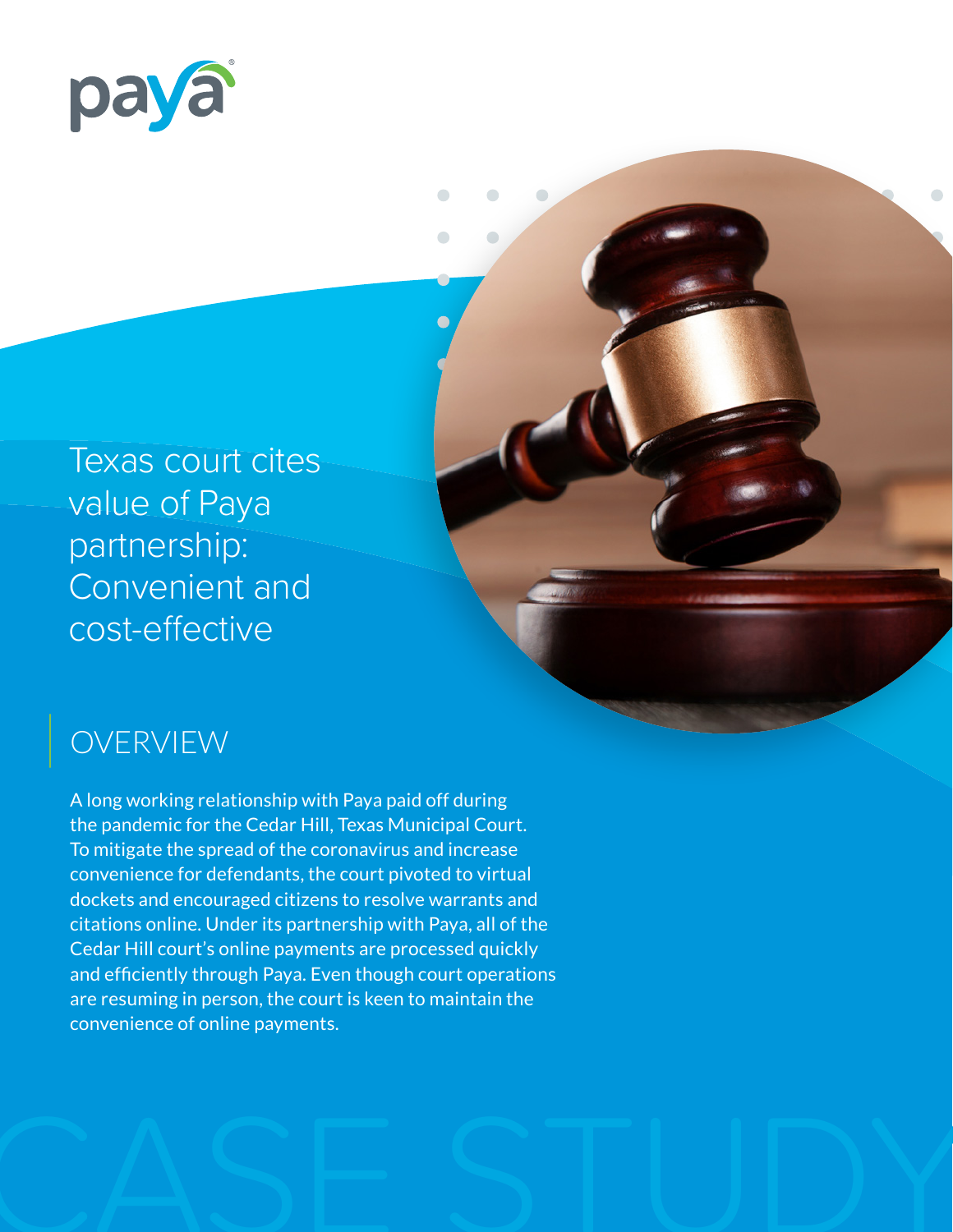# Texas court cites value of Paya partnership: Convenient and cost-effective

## OVERVIEW

A long working relationship with Paya paid off during the pandemic for the Cedar Hill, Texas Municipal Court. To mitigate the spread of the coronavirus and increase convenience for defendants, the court pivoted to virtual dockets and encouraged citizens to resolve warrants and citations online. Under its partnership with Paya, all of the Cedar Hill court's online payments are processed quickly and efficiently through Paya. Even though court operations are resuming in person, the court is keen to maintain the convenience of online payments.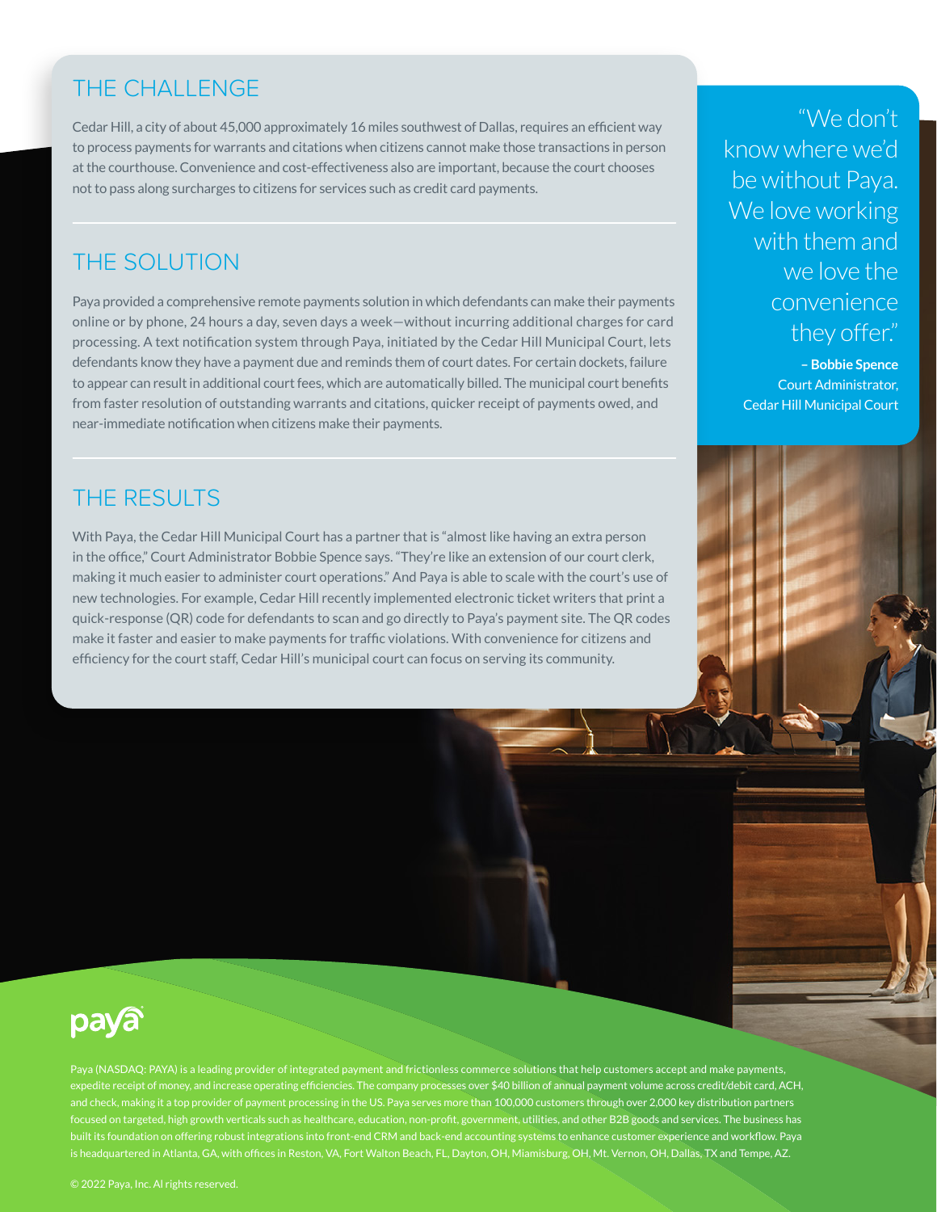## THE CHALLENGE

Cedar Hill, a city of about 45,000 approximately 16 miles southwest of Dallas, requires an efficient way to process payments for warrants and citations when citizens cannot make those transactions in person at the courthouse. Convenience and cost-effectiveness also are important, because the court chooses not to pass along surcharges to citizens for services such as credit card payments.

## THE SOLUTION

Paya provided a comprehensive remote payments solution in which defendants can make their payments online or by phone, 24 hours a day, seven days a week—without incurring additional charges for card processing. A text notification system through Paya, initiated by the Cedar Hill Municipal Court, lets defendants know they have a payment due and reminds them of court dates. For certain dockets, failure to appear can result in additional court fees, which are automatically billed. The municipal court benefits from faster resolution of outstanding warrants and citations, quicker receipt of payments owed, and near-immediate notification when citizens make their payments.

## THE RESULTS

With Paya, the Cedar Hill Municipal Court has a partner that is "almost like having an extra person in the office," Court Administrator Bobbie Spence says. "They're like an extension of our court clerk, making it much easier to administer court operations." And Paya is able to scale with the court's use of new technologies. For example, Cedar Hill recently implemented electronic ticket writers that print a quick-response (QR) code for defendants to scan and go directly to Paya's payment site. The QR codes make it faster and easier to make payments for traffic violations. With convenience for citizens and efficiency for the court staff, Cedar Hill's municipal court can focus on serving its community.

"We don't know where we'd be without Paya. We love working with them and we love the convenience they offer."

**– Bobbie Spence**
Court Administrator,
Cedar Hill Municipal Court

paya

Paya (NASDAQ: PAYA) is a leading provider of integrated payment and frictionless commerce solutions that help customers accept and make payments, expedite receipt of money, and increase operating efficiencies. The company processes over $40 billion of annual payment volume across credit/debit card, ACH, and check, making it a top provider of payment processing in the US. Paya serves more than 100,000 customers through over 2,000 key distribution partners focused on targeted, high growth verticals such as healthcare, education, non-profit, government, utilities, and other B2B goods and services. The business has built its foundation on offering robust integrations into front-end CRM and back-end accounting systems to enhance customer experience and workflow. Paya is headquartered in Atlanta, GA, with offices in Reston, VA, Fort Walton Beach, FL, Dayton, OH, Miamisburg, OH, Mt. Vernon, OH, Dallas, TX and Tempe, AZ.

© 2022 Paya, Inc. Al rights reserved.